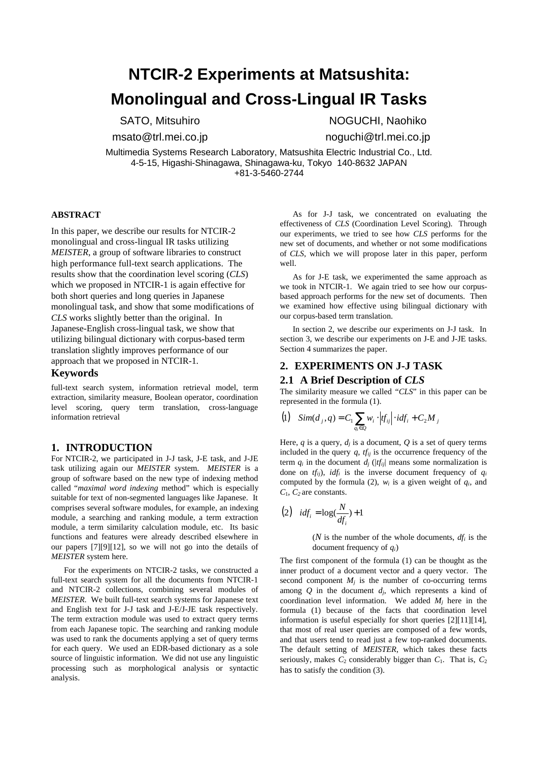# NTCIR-2 Experiments at Matsushita: Monolingual and Cross-Lingual IR Tasks

SATO, Mitsuhiro
msato@trl.mei.co.jp

NOGUCHI, Naohiko
noguchi@trl.mei.co.jp

Multimedia Systems Research Laboratory, Matsushita Electric Industrial Co., Ltd.
4-5-15, Higashi-Shinagawa, Shinagawa-ku, Tokyo 140-8632 JAPAN
+81-3-5460-2744

## ABSTRACT

In this paper, we describe our results for NTCIR-2 monolingual and cross-lingual IR tasks utilizing *MEISTER*, a group of software libraries to construct high performance full-text search applications. The results show that the coordination level scoring (*CLS*) which we proposed in NTCIR-1 is again effective for both short queries and long queries in Japanese monolingual task, and show that some modifications of *CLS* works slightly better than the original. In Japanese-English cross-lingual task, we show that utilizing bilingual dictionary with corpus-based term translation slightly improves performance of our approach that we proposed in NTCIR-1.

## Keywords

full-text search system, information retrieval model, term extraction, similarity measure, Boolean operator, coordination level scoring, query term translation, cross-language information retrieval

## 1. INTRODUCTION

For NTCIR-2, we participated in J-J task, J-E task, and J-JE task utilizing again our *MEISTER* system. *MEISTER* is a group of software based on the new type of indexing method called "*maximal word indexing* method" which is especially suitable for text of non-segmented languages like Japanese. It comprises several software modules, for example, an indexing module, a searching and ranking module, a term extraction module, a term similarity calculation module, etc. Its basic functions and features were already described elsewhere in our papers [7][9][12], so we will not go into the details of *MEISTER* system here.

For the experiments on NTCIR-2 tasks, we constructed a full-text search system for all the documents from NTCIR-1 and NTCIR-2 collections, combining several modules of *MEISTER*. We built full-text search systems for Japanese text and English text for J-J task and J-E/J-JE task respectively. The term extraction module was used to extract query terms from each Japanese topic. The searching and ranking module was used to rank the documents applying a set of query terms for each query. We used an EDR-based dictionary as a sole source of linguistic information. We did not use any linguistic processing such as morphological analysis or syntactic analysis.

As for J-J task, we concentrated on evaluating the effectiveness of *CLS* (Coordination Level Scoring). Through our experiments, we tried to see how *CLS* performs for the new set of documents, and whether or not some modifications of *CLS*, which we will propose later in this paper, perform well.

As for J-E task, we experimented the same approach as we took in NTCIR-1. We again tried to see how our corpus-based approach performs for the new set of documents. Then we examined how effective using bilingual dictionary with our corpus-based term translation.

In section 2, we describe our experiments on J-J task. In section 3, we describe our experiments on J-E and J-JE tasks. Section 4 summarizes the paper.

## 2. EXPERIMENTS ON J-J TASK

### 2.1 A Brief Description of *CLS*

The similarity measure we called "*CLS*" in this paper can be represented in the formula (1).

$$(1)\quad Sim(d_j, q) = C_1 \sum_{q_i \in Q} w_i \cdot \left| tf_{ij} \right| \cdot idf_i + C_2 M_j$$

Here, $q$ is a query, $d_j$ is a document, $Q$ is a set of query terms included in the query $q$, $tf_{ij}$ is the occurrence frequency of the term $q_i$ in the document $d_j$ ($|tf_{ij}|$ means some normalization is done on $tf_{ij}$), $idf_i$ is the inverse document frequency of $q_i$ computed by the formula (2), $w_i$ is a given weight of $q_i$, and $C_1$, $C_2$ are constants.

$$(2)\quad idf_i = \log\left(\frac{N}{df_i}\right) + 1$$

($N$ is the number of the whole documents, $df_i$ is the document frequency of $q_i$)

The first component of the formula (1) can be thought as the inner product of a document vector and a query vector. The second component $M_j$ is the number of co-occurring terms among $Q$ in the document $d_j$, which represents a kind of coordination level information. We added $M_j$ here in the formula (1) because of the facts that coordination level information is useful especially for short queries [2][11][14], that most of real user queries are composed of a few words, and that users tend to read just a few top-ranked documents. The default setting of *MEISTER*, which takes these facts seriously, makes $C_2$ considerably bigger than $C_1$. That is, $C_2$ has to satisfy the condition (3).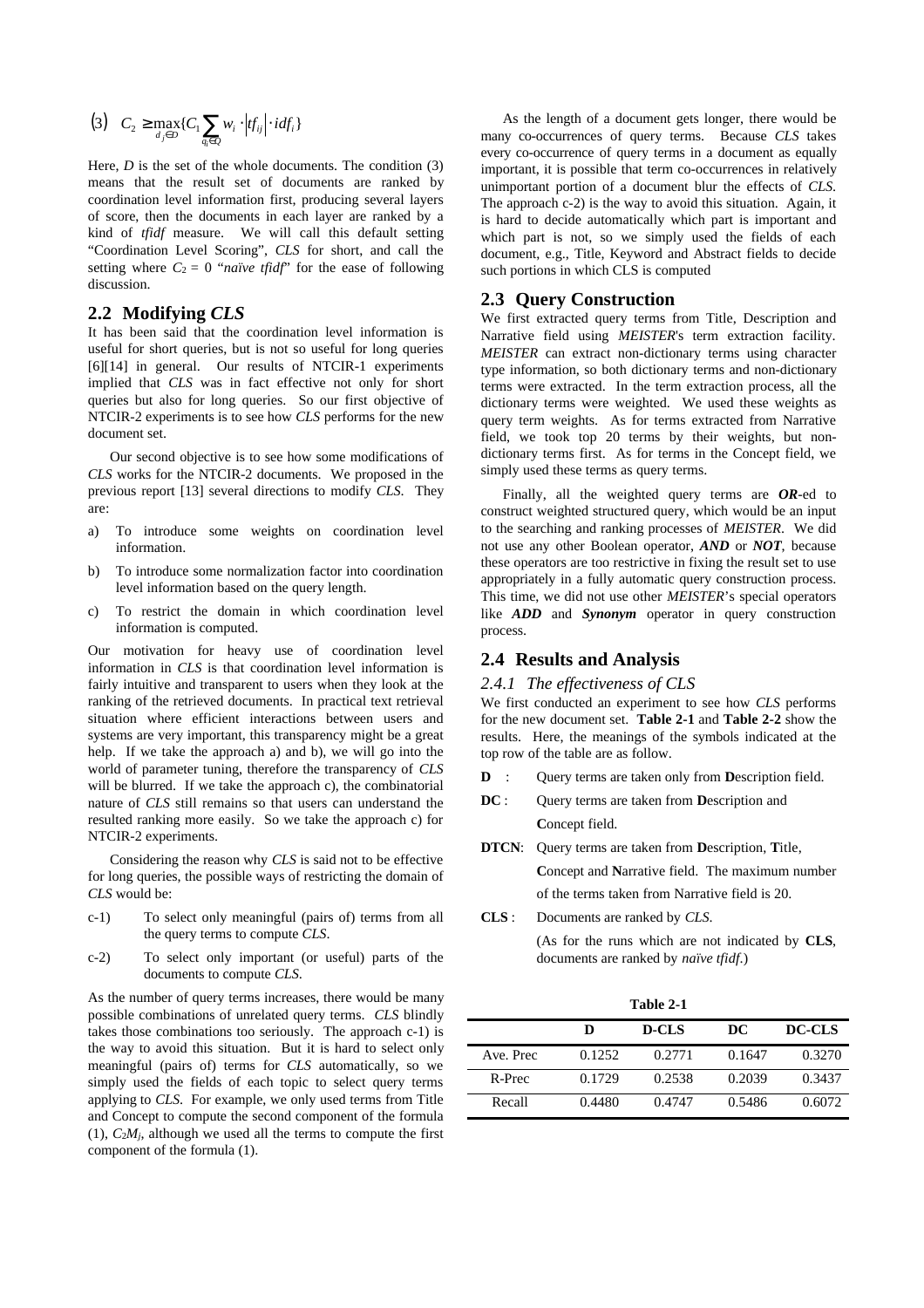$$(3)\quad C_2 \geq \max_{d_j \in D}\{C_1 \sum_{q_i \in Q} w_i \cdot |tf_{ij}| \cdot idf_i\}$$

Here, $D$ is the set of the whole documents. The condition (3) means that the result set of documents are ranked by coordination level information first, producing several layers of score, then the documents in each layer are ranked by a kind of *tfidf* measure. We will call this default setting "Coordination Level Scoring", *CLS* for short, and call the setting where $C_2 = 0$ "*naïve tfidf*" for the ease of following discussion.

## 2.2 Modifying *CLS*

It has been said that the coordination level information is useful for short queries, but is not so useful for long queries [6][14] in general. Our results of NTCIR-1 experiments implied that *CLS* was in fact effective not only for short queries but also for long queries. So our first objective of NTCIR-2 experiments is to see how *CLS* performs for the new document set.

Our second objective is to see how some modifications of *CLS* works for the NTCIR-2 documents. We proposed in the previous report [13] several directions to modify *CLS*. They are:

a) To introduce some weights on coordination level information.

b) To introduce some normalization factor into coordination level information based on the query length.

c) To restrict the domain in which coordination level information is computed.

Our motivation for heavy use of coordination level information in *CLS* is that coordination level information is fairly intuitive and transparent to users when they look at the ranking of the retrieved documents. In practical text retrieval situation where efficient interactions between users and systems are very important, this transparency might be a great help. If we take the approach a) and b), we will go into the world of parameter tuning, therefore the transparency of *CLS* will be blurred. If we take the approach c), the combinatorial nature of *CLS* still remains so that users can understand the resulted ranking more easily. So we take the approach c) for NTCIR-2 experiments.

Considering the reason why *CLS* is said not to be effective for long queries, the possible ways of restricting the domain of *CLS* would be:

c-1) To select only meaningful (pairs of) terms from all the query terms to compute *CLS*.

c-2) To select only important (or useful) parts of the documents to compute *CLS*.

As the number of query terms increases, there would be many possible combinations of unrelated query terms. *CLS* blindly takes those combinations too seriously. The approach c-1) is the way to avoid this situation. But it is hard to select only meaningful (pairs of) terms for *CLS* automatically, so we simply used the fields of each topic to select query terms applying to *CLS*. For example, we only used terms from Title and Concept to compute the second component of the formula (1), $C_2M_j$, although we used all the terms to compute the first component of the formula (1).

As the length of a document gets longer, there would be many co-occurrences of query terms. Because *CLS* takes every co-occurrence of query terms in a document as equally important, it is possible that term co-occurrences in relatively unimportant portion of a document blur the effects of *CLS*. The approach c-2) is the way to avoid this situation. Again, it is hard to decide automatically which part is important and which part is not, so we simply used the fields of each document, e.g., Title, Keyword and Abstract fields to decide such portions in which CLS is computed

## 2.3 Query Construction

We first extracted query terms from Title, Description and Narrative field using *MEISTER*'s term extraction facility. *MEISTER* can extract non-dictionary terms using character type information, so both dictionary terms and non-dictionary terms were extracted. In the term extraction process, all the dictionary terms were weighted. We used these weights as query term weights. As for terms extracted from Narrative field, we took top 20 terms by their weights, but non-dictionary terms first. As for terms in the Concept field, we simply used these terms as query terms.

Finally, all the weighted query terms are ***OR***-ed to construct weighted structured query, which would be an input to the searching and ranking processes of *MEISTER*. We did not use any other Boolean operator, ***AND*** or ***NOT***, because these operators are too restrictive in fixing the result set to use appropriately in a fully automatic query construction process. This time, we did not use other *MEISTER*'s special operators like ***ADD*** and ***Synonym*** operator in query construction process.

## 2.4 Results and Analysis

### *2.4.1 The effectiveness of CLS*

We first conducted an experiment to see how *CLS* performs for the new document set. **Table 2-1** and **Table 2-2** show the results. Here, the meanings of the symbols indicated at the top row of the table are as follow.

**D** : Query terms are taken only from **D**escription field.

**DC** : Query terms are taken from **D**escription and **C**oncept field.

**DTCN**: Query terms are taken from **D**escription, **T**itle, **C**oncept and **N**arrative field. The maximum number of the terms taken from Narrative field is 20.

**CLS** : Documents are ranked by *CLS*.

(As for the runs which are not indicated by **CLS**, documents are ranked by *naïve tfidf*.)

**Table 2-1**

| | D | D-CLS | DC | DC-CLS |
|---|---|---|---|---|
| Ave. Prec | 0.1252 | 0.2771 | 0.1647 | 0.3270 |
| R-Prec | 0.1729 | 0.2538 | 0.2039 | 0.3437 |
| Recall | 0.4480 | 0.4747 | 0.5486 | 0.6072 |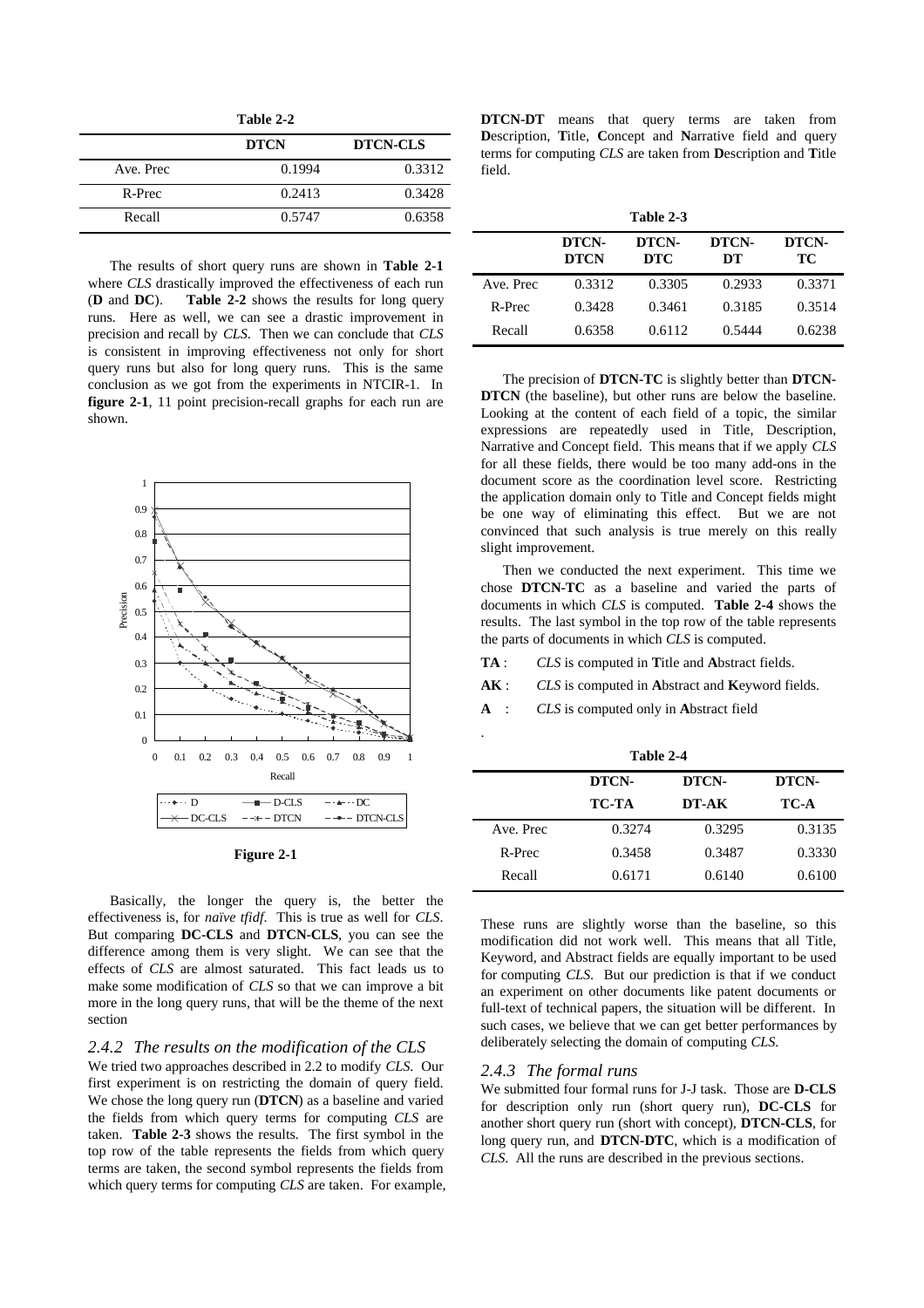**Table 2-2**

| | DTCN | DTCN-CLS |
|---|---|---|
| Ave. Prec | 0.1994 | 0.3312 |
| R-Prec | 0.2413 | 0.3428 |
| Recall | 0.5747 | 0.6358 |

The results of short query runs are shown in **Table 2-1** where *CLS* drastically improved the effectiveness of each run (**D** and **DC**). **Table 2-2** shows the results for long query runs. Here as well, we can see a drastic improvement in precision and recall by *CLS*. Then we can conclude that *CLS* is consistent in improving effectiveness not only for short query runs but also for long query runs. This is the same conclusion as we got from the experiments in NTCIR-1. In **figure 2-1**, 11 point precision-recall graphs for each run are shown.

Precision
1
0.9
0.8
0.7
0.6
0.5
0.4
0.3
0.2
0.1
0
0 0.1 0.2 0.3 0.4 0.5 0.6 0.7 0.8 0.9 1
Recall
D D-CLS DC DC-CLS DTCN DTCN-CLS

**Figure 2-1**

Basically, the longer the query is, the better the effectiveness is, for *naïve tfidf*. This is true as well for *CLS*. But comparing **DC-CLS** and **DTCN-CLS**, you can see the difference among them is very slight. We can see that the effects of *CLS* are almost saturated. This fact leads us to make some modification of *CLS* so that we can improve a bit more in the long query runs, that will be the theme of the next section

### *2.4.2 The results on the modification of the CLS*

We tried two approaches described in 2.2 to modify *CLS*. Our first experiment is on restricting the domain of query field. We chose the long query run (**DTCN**) as a baseline and varied the fields from which query terms for computing *CLS* are taken. **Table 2-3** shows the results. The first symbol in the top row of the table represents the fields from which query terms are taken, the second symbol represents the fields from which query terms for computing *CLS* are taken. For example, **DTCN-DT** means that query terms are taken from **D**escription, **T**itle, **C**oncept and **N**arrative field and query terms for computing *CLS* are taken from **D**escription and **T**itle field.

**Table 2-3**

| | DTCN-DTCN | DTCN-DTC | DTCN-DT | DTCN-TC |
|---|---|---|---|---|
| Ave. Prec | 0.3312 | 0.3305 | 0.2933 | 0.3371 |
| R-Prec | 0.3428 | 0.3461 | 0.3185 | 0.3514 |
| Recall | 0.6358 | 0.6112 | 0.5444 | 0.6238 |

The precision of **DTCN-TC** is slightly better than **DTCN-DTCN** (the baseline), but other runs are below the baseline. Looking at the content of each field of a topic, the similar expressions are repeatedly used in Title, Description, Narrative and Concept field. This means that if we apply *CLS* for all these fields, there would be too many add-ons in the document score as the coordination level score. Restricting the application domain only to Title and Concept fields might be one way of eliminating this effect. But we are not convinced that such analysis is true merely on this really slight improvement.

Then we conducted the next experiment. This time we chose **DTCN-TC** as a baseline and varied the parts of documents in which *CLS* is computed. **Table 2-4** shows the results. The last symbol in the top row of the table represents the parts of documents in which *CLS* is computed.

**TA** : *CLS* is computed in **T**itle and **A**bstract fields.

**AK** : *CLS* is computed in **A**bstract and **K**eyword fields.

**A** : *CLS* is computed only in **A**bstract field

.

**Table 2-4**

| | DTCN-TC-TA | DTCN-DT-AK | DTCN-TC-A |
|---|---|---|---|
| Ave. Prec | 0.3274 | 0.3295 | 0.3135 |
| R-Prec | 0.3458 | 0.3487 | 0.3330 |
| Recall | 0.6171 | 0.6140 | 0.6100 |

These runs are slightly worse than the baseline, so this modification did not work well. This means that all Title, Keyword, and Abstract fields are equally important to be used for computing *CLS*. But our prediction is that if we conduct an experiment on other documents like patent documents or full-text of technical papers, the situation will be different. In such cases, we believe that we can get better performances by deliberately selecting the domain of computing *CLS*.

### *2.4.3 The formal runs*

We submitted four formal runs for J-J task. Those are **D-CLS** for description only run (short query run), **DC-CLS** for another short query run (short with concept), **DTCN-CLS**, for long query run, and **DTCN-DTC**, which is a modification of *CLS*. All the runs are described in the previous sections.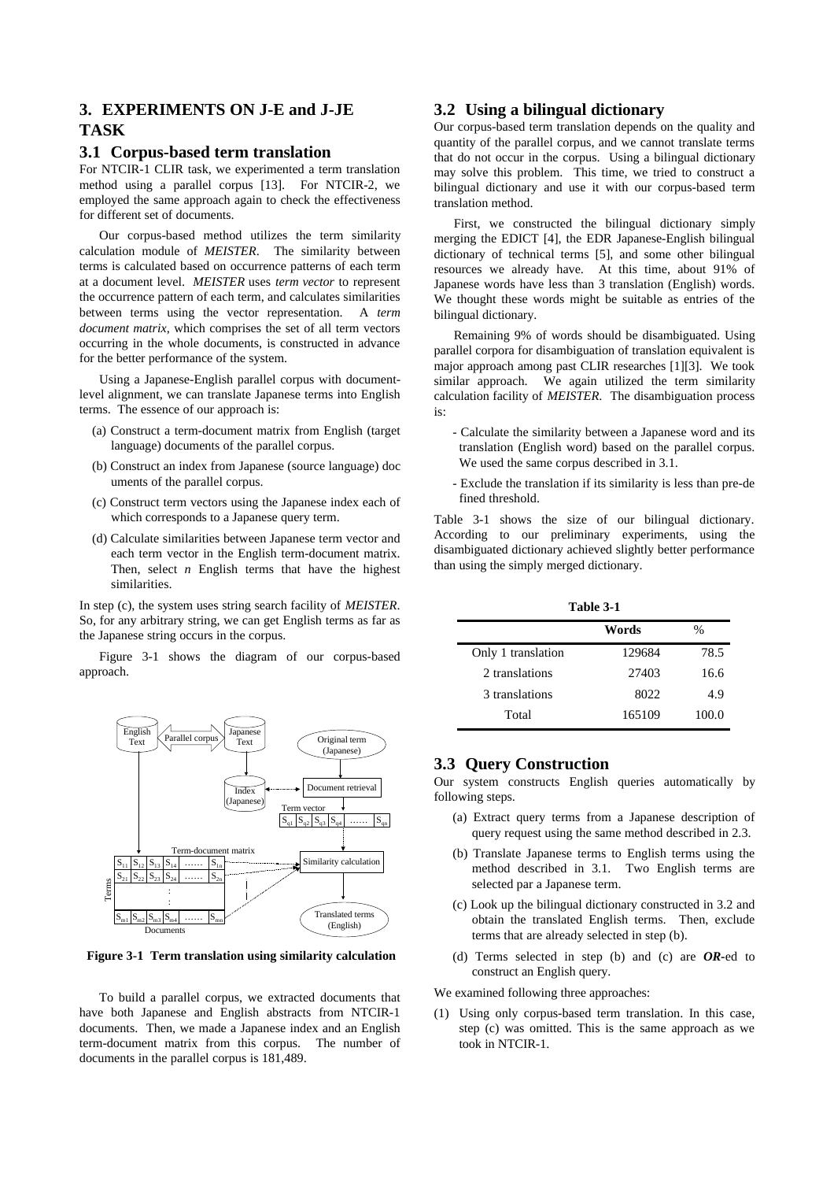## 3. EXPERIMENTS ON J-E and J-JE TASK

### 3.1 Corpus-based term translation

For NTCIR-1 CLIR task, we experimented a term translation method using a parallel corpus [13]. For NTCIR-2, we employed the same approach again to check the effectiveness for different set of documents.

Our corpus-based method utilizes the term similarity calculation module of *MEISTER*. The similarity between terms is calculated based on occurrence patterns of each term at a document level. *MEISTER* uses *term vector* to represent the occurrence pattern of each term, and calculates similarities between terms using the vector representation. A *term document matrix*, which comprises the set of all term vectors occurring in the whole documents, is constructed in advance for the better performance of the system.

Using a Japanese-English parallel corpus with document-level alignment, we can translate Japanese terms into English terms. The essence of our approach is:

(a) Construct a term-document matrix from English (target language) documents of the parallel corpus.

(b) Construct an index from Japanese (source language) doc uments of the parallel corpus.

(c) Construct term vectors using the Japanese index each of which corresponds to a Japanese query term.

(d) Calculate similarities between Japanese term vector and each term vector in the English term-document matrix. Then, select *n* English terms that have the highest similarities.

In step (c), the system uses string search facility of *MEISTER*. So, for any arbitrary string, we can get English terms as far as the Japanese string occurs in the corpus.

Figure 3-1 shows the diagram of our corpus-based approach.

English Text
Parallel corpus
Japanese Text
Original term (Japanese)
Index (Japanese)
Document retrieval
Term vector
$S_{q1}$ $S_{q2}$ $S_{q3}$ $S_{q4}$ …… $S_{qn}$
Term-document matrix
$S_{11}$ $S_{12}$ $S_{13}$ $S_{14}$ …… $S_{1n}$
$S_{21}$ $S_{22}$ $S_{23}$ $S_{24}$ …… $S_{2n}$
$S_{m1}$ $S_{m2}$ $S_{m3}$ $S_{m4}$ …… $S_{mn}$
Terms
Documents
Similarity calculation
Translated terms (English)

**Figure 3-1 Term translation using similarity calculation**

To build a parallel corpus, we extracted documents that have both Japanese and English abstracts from NTCIR-1 documents. Then, we made a Japanese index and an English term-document matrix from this corpus. The number of documents in the parallel corpus is 181,489.

### 3.2 Using a bilingual dictionary

Our corpus-based term translation depends on the quality and quantity of the parallel corpus, and we cannot translate terms that do not occur in the corpus. Using a bilingual dictionary may solve this problem. This time, we tried to construct a bilingual dictionary and use it with our corpus-based term translation method.

First, we constructed the bilingual dictionary simply merging the EDICT [4], the EDR Japanese-English bilingual dictionary of technical terms [5], and some other bilingual resources we already have. At this time, about 91% of Japanese words have less than 3 translation (English) words. We thought these words might be suitable as entries of the bilingual dictionary.

Remaining 9% of words should be disambiguated. Using parallel corpora for disambiguation of translation equivalent is major approach among past CLIR researches [1][3]. We took similar approach. We again utilized the term similarity calculation facility of *MEISTER*. The disambiguation process is:

- Calculate the similarity between a Japanese word and its translation (English word) based on the parallel corpus. We used the same corpus described in 3.1.
- Exclude the translation if its similarity is less than pre-de fined threshold.

Table 3-1 shows the size of our bilingual dictionary. According to our preliminary experiments, using the disambiguated dictionary achieved slightly better performance than using the simply merged dictionary.

**Table 3-1**

| | Words | % |
|---|---|---|
| Only 1 translation | 129684 | 78.5 |
| 2 translations | 27403 | 16.6 |
| 3 translations | 8022 | 4.9 |
| Total | 165109 | 100.0 |

### 3.3 Query Construction

Our system constructs English queries automatically by following steps.

(a) Extract query terms from a Japanese description of query request using the same method described in 2.3.

(b) Translate Japanese terms to English terms using the method described in 3.1. Two English terms are selected par a Japanese term.

(c) Look up the bilingual dictionary constructed in 3.2 and obtain the translated English terms. Then, exclude terms that are already selected in step (b).

(d) Terms selected in step (b) and (c) are ***OR***-ed to construct an English query.

We examined following three approaches:

(1) Using only corpus-based term translation. In this case, step (c) was omitted. This is the same approach as we took in NTCIR-1.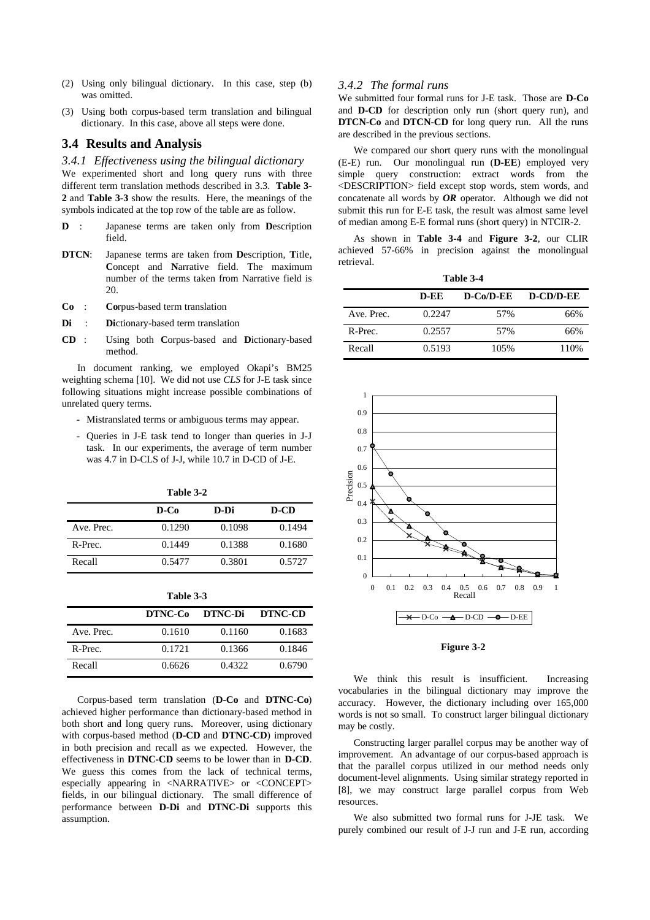(2) Using only bilingual dictionary. In this case, step (b) was omitted.

(3) Using both corpus-based term translation and bilingual dictionary. In this case, above all steps were done.

## 3.4 Results and Analysis

### 3.4.1 Effectiveness using the bilingual dictionary

We experimented short and long query runs with three different term translation methods described in 3.3. **Table 3-2** and **Table 3-3** show the results. Here, the meanings of the symbols indicated at the top row of the table are as follow.

- **D** : Japanese terms are taken only from **D**escription field.
- **DTCN**: Japanese terms are taken from **D**escription, **T**itle, **C**oncept and **N**arrative field. The maximum number of the terms taken from Narrative field is 20.
- **Co** : **Co**rpus-based term translation
- **Di** : **Di**ctionary-based term translation
- **CD** : Using both **C**orpus-based and **D**ictionary-based method.

In document ranking, we employed Okapi's BM25 weighting schema [10]. We did not use *CLS* for J-E task since following situations might increase possible combinations of unrelated query terms.

- Mistranslated terms or ambiguous terms may appear.
- Queries in J-E task tend to longer than queries in J-J task. In our experiments, the average of term number was 4.7 in D-CLS of J-J, while 10.7 in D-CD of J-E.

**Table 3-2**

| | D-Co | D-Di | D-CD |
|---|---|---|---|
| Ave. Prec. | 0.1290 | 0.1098 | 0.1494 |
| R-Prec. | 0.1449 | 0.1388 | 0.1680 |
| Recall | 0.5477 | 0.3801 | 0.5727 |

**Table 3-3**

| | DTNC-Co | DTNC-Di | DTNC-CD |
|---|---|---|---|
| Ave. Prec. | 0.1610 | 0.1160 | 0.1683 |
| R-Prec. | 0.1721 | 0.1366 | 0.1846 |
| Recall | 0.6626 | 0.4322 | 0.6790 |

Corpus-based term translation (**D-Co** and **DTNC-Co**) achieved higher performance than dictionary-based method in both short and long query runs. Moreover, using dictionary with corpus-based method (**D-CD** and **DTNC-CD**) improved in both precision and recall as we expected. However, the effectiveness in **DTNC-CD** seems to be lower than in **D-CD**. We guess this comes from the lack of technical terms, especially appearing in <NARRATIVE> or <CONCEPT> fields, in our bilingual dictionary. The small difference of performance between **D-Di** and **DTNC-Di** supports this assumption.

### 3.4.2 The formal runs

We submitted four formal runs for J-E task. Those are **D-Co** and **D-CD** for description only run (short query run), and **DTCN-Co** and **DTCN-CD** for long query run. All the runs are described in the previous sections.

We compared our short query runs with the monolingual (E-E) run. Our monolingual run (**D-EE**) employed very simple query construction: extract words from the <DESCRIPTION> field except stop words, stem words, and concatenate all words by ***OR*** operator. Although we did not submit this run for E-E task, the result was almost same level of median among E-E formal runs (short query) in NTCIR-2.

As shown in **Table 3-4** and **Figure 3-2**, our CLIR achieved 57-66% in precision against the monolingual retrieval.

**Table 3-4**

| | D-EE | D-Co/D-EE | D-CD/D-EE |
|---|---|---|---|
| Ave. Prec. | 0.2247 | 57% | 66% |
| R-Prec. | 0.2557 | 57% | 66% |
| Recall | 0.5193 | 105% | 110% |

Precision
1
0.9
0.8
0.7
0.6
0.5
0.4
0.3
0.2
0.1
0
0 0.1 0.2 0.3 0.4 0.5 0.6 0.7 0.8 0.9 1
Recall
D-Co D-CD D-EE

**Figure 3-2**

We think this result is insufficient. Increasing vocabularies in the bilingual dictionary may improve the accuracy. However, the dictionary including over 165,000 words is not so small. To construct larger bilingual dictionary may be costly.

Constructing larger parallel corpus may be another way of improvement. An advantage of our corpus-based approach is that the parallel corpus utilized in our method needs only document-level alignments. Using similar strategy reported in [8], we may construct large parallel corpus from Web resources.

We also submitted two formal runs for J-JE task. We purely combined our result of J-J run and J-E run, according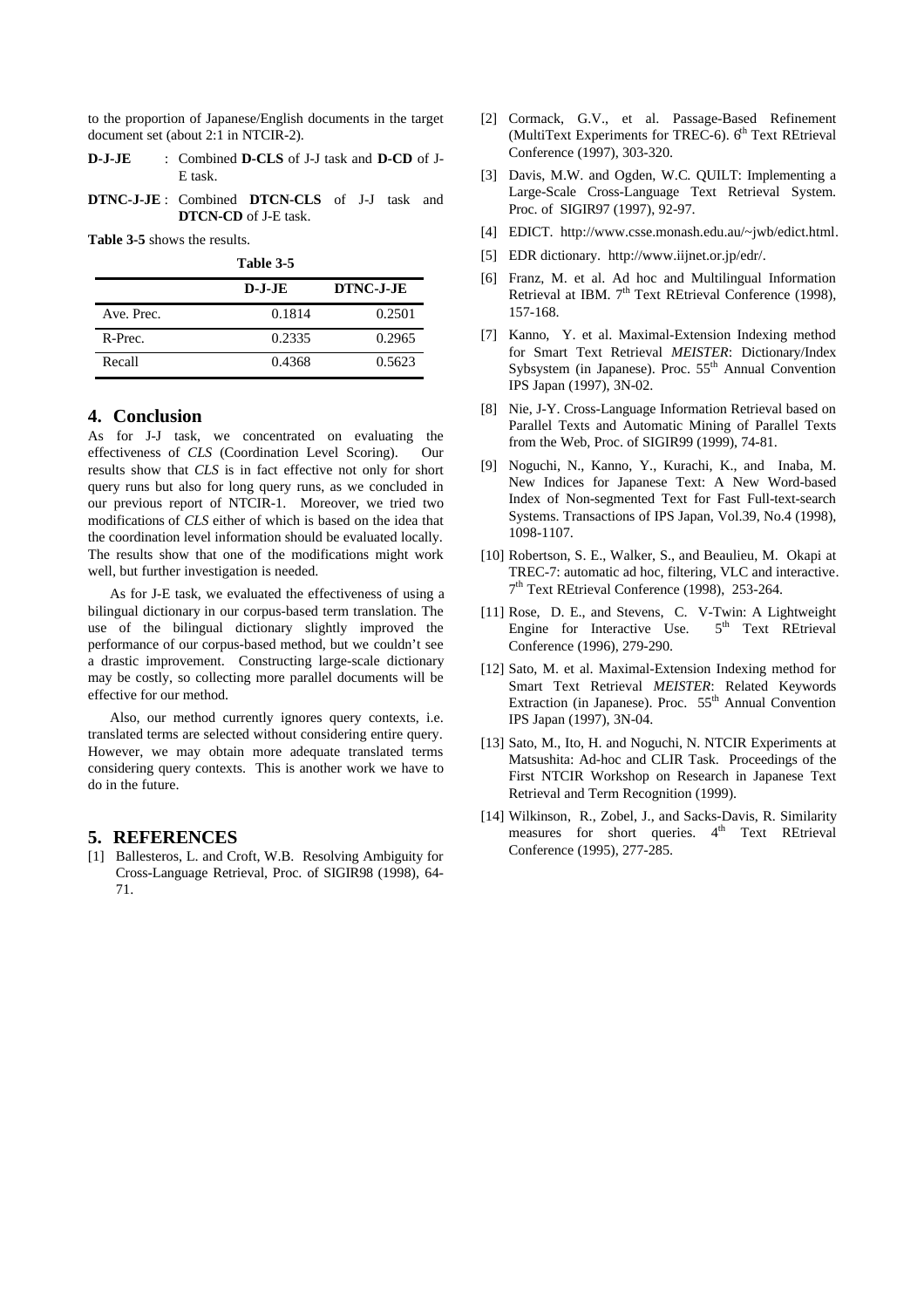to the proportion of Japanese/English documents in the target document set (about 2:1 in NTCIR-2).

**D-J-JE** : Combined **D-CLS** of J-J task and **D-CD** of J-E task.

**DTNC-J-JE** : Combined **DTCN-CLS** of J-J task and **DTCN-CD** of J-E task.

**Table 3-5** shows the results.

**Table 3-5**

| | D-J-JE | DTNC-J-JE |
|---|---|---|
| Ave. Prec. | 0.1814 | 0.2501 |
| R-Prec. | 0.2335 | 0.2965 |
| Recall | 0.4368 | 0.5623 |

## 4. Conclusion

As for J-J task, we concentrated on evaluating the effectiveness of *CLS* (Coordination Level Scoring). Our results show that *CLS* is in fact effective not only for short query runs but also for long query runs, as we concluded in our previous report of NTCIR-1. Moreover, we tried two modifications of *CLS* either of which is based on the idea that the coordination level information should be evaluated locally. The results show that one of the modifications might work well, but further investigation is needed.

As for J-E task, we evaluated the effectiveness of using a bilingual dictionary in our corpus-based term translation. The use of the bilingual dictionary slightly improved the performance of our corpus-based method, but we couldn't see a drastic improvement. Constructing large-scale dictionary may be costly, so collecting more parallel documents will be effective for our method.

Also, our method currently ignores query contexts, i.e. translated terms are selected without considering entire query. However, we may obtain more adequate translated terms considering query contexts. This is another work we have to do in the future.

## 5. REFERENCES

[1] Ballesteros, L. and Croft, W.B. Resolving Ambiguity for Cross-Language Retrieval, Proc. of SIGIR98 (1998), 64-71.

[2] Cormack, G.V., et al. Passage-Based Refinement (MultiText Experiments for TREC-6). 6th Text REtrieval Conference (1997), 303-320.

[3] Davis, M.W. and Ogden, W.C. QUILT: Implementing a Large-Scale Cross-Language Text Retrieval System. Proc. of SIGIR97 (1997), 92-97.

[4] EDICT. http://www.csse.monash.edu.au/~jwb/edict.html.

[5] EDR dictionary. http://www.iijnet.or.jp/edr/.

[6] Franz, M. et al. Ad hoc and Multilingual Information Retrieval at IBM. 7th Text REtrieval Conference (1998), 157-168.

[7] Kanno, Y. et al. Maximal-Extension Indexing method for Smart Text Retrieval *MEISTER*: Dictionary/Index Sybsystem (in Japanese). Proc. 55th Annual Convention IPS Japan (1997), 3N-02.

[8] Nie, J-Y. Cross-Language Information Retrieval based on Parallel Texts and Automatic Mining of Parallel Texts from the Web, Proc. of SIGIR99 (1999), 74-81.

[9] Noguchi, N., Kanno, Y., Kurachi, K., and Inaba, M. New Indices for Japanese Text: A New Word-based Index of Non-segmented Text for Fast Full-text-search Systems. Transactions of IPS Japan, Vol.39, No.4 (1998), 1098-1107.

[10] Robertson, S. E., Walker, S., and Beaulieu, M. Okapi at TREC-7: automatic ad hoc, filtering, VLC and interactive. 7th Text REtrieval Conference (1998), 253-264.

[11] Rose, D. E., and Stevens, C. V-Twin: A Lightweight Engine for Interactive Use. 5th Text REtrieval Conference (1996), 279-290.

[12] Sato, M. et al. Maximal-Extension Indexing method for Smart Text Retrieval *MEISTER*: Related Keywords Extraction (in Japanese). Proc. 55th Annual Convention IPS Japan (1997), 3N-04.

[13] Sato, M., Ito, H. and Noguchi, N. NTCIR Experiments at Matsushita: Ad-hoc and CLIR Task. Proceedings of the First NTCIR Workshop on Research in Japanese Text Retrieval and Term Recognition (1999).

[14] Wilkinson, R., Zobel, J., and Sacks-Davis, R. Similarity measures for short queries. 4th Text REtrieval Conference (1995), 277-285.